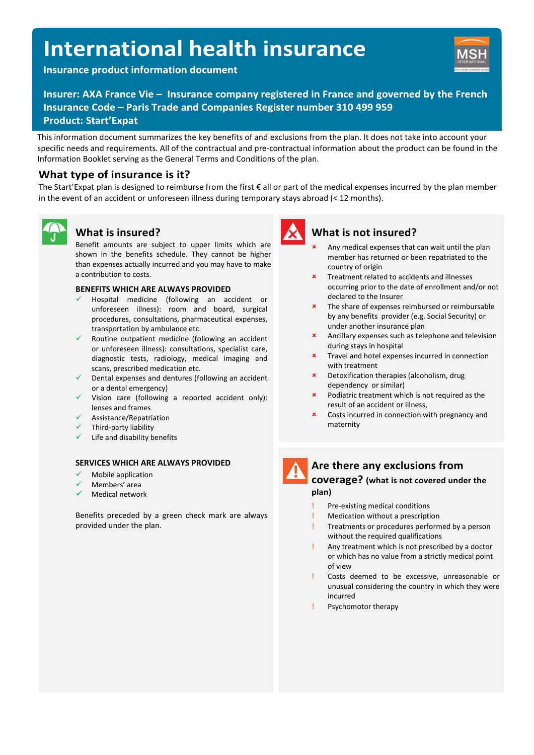# International health insurance

**Insurance product information document**

**Insurer: AXA France Vie – Insurance company registered in France and governed by the French Insurance Code – Paris Trade and Companies Register number 310 499 959**
**Product: Start'Expat**

This information document summarizes the key benefits of and exclusions from the plan. It does not take into account your specific needs and requirements. All of the contractual and pre-contractual information about the product can be found in the Information Booklet serving as the General Terms and Conditions of the plan.

## What type of insurance is it?

The Start'Expat plan is designed to reimburse from the first € all or part of the medical expenses incurred by the plan member in the event of an accident or unforeseen illness during temporary stays abroad (< 12 months).

## What is insured?

Benefit amounts are subject to upper limits which are shown in the benefits schedule. They cannot be higher than expenses actually incurred and you may have to make a contribution to costs.

**BENEFITS WHICH ARE ALWAYS PROVIDED**

- ✓ Hospital medicine (following an accident or unforeseen illness): room and board, surgical procedures, consultations, pharmaceutical expenses, transportation by ambulance etc.
- ✓ Routine outpatient medicine (following an accident or unforeseen illness): consultations, specialist care, diagnostic tests, radiology, medical imaging and scans, prescribed medication etc.
- ✓ Dental expenses and dentures (following an accident or a dental emergency)
- ✓ Vision care (following a reported accident only): lenses and frames
- ✓ Assistance/Repatriation
- ✓ Third-party liability
- ✓ Life and disability benefits

**SERVICES WHICH ARE ALWAYS PROVIDED**

- ✓ Mobile application
- ✓ Members' area
- ✓ Medical network

Benefits preceded by a green check mark are always provided under the plan.

## What is not insured?

- ✗ Any medical expenses that can wait until the plan member has returned or been repatriated to the country of origin
- ✗ Treatment related to accidents and illnesses occurring prior to the date of enrollment and/or not declared to the Insurer
- ✗ The share of expenses reimbursed or reimbursable by any benefits provider (e.g. Social Security) or under another insurance plan
- ✗ Ancillary expenses such as telephone and television during stays in hospital
- ✗ Travel and hotel expenses incurred in connection with treatment
- ✗ Detoxification therapies (alcoholism, drug dependency or similar)
- ✗ Podiatric treatment which is not required as the result of an accident or illness,
- ✗ Costs incurred in connection with pregnancy and maternity

## Are there any exclusions from coverage? (what is not covered under the plan)

- ! Pre-existing medical conditions
- ! Medication without a prescription
- ! Treatments or procedures performed by a person without the required qualifications
- ! Any treatment which is not prescribed by a doctor or which has no value from a strictly medical point of view
- ! Costs deemed to be excessive, unreasonable or unusual considering the country in which they were incurred
- ! Psychomotor therapy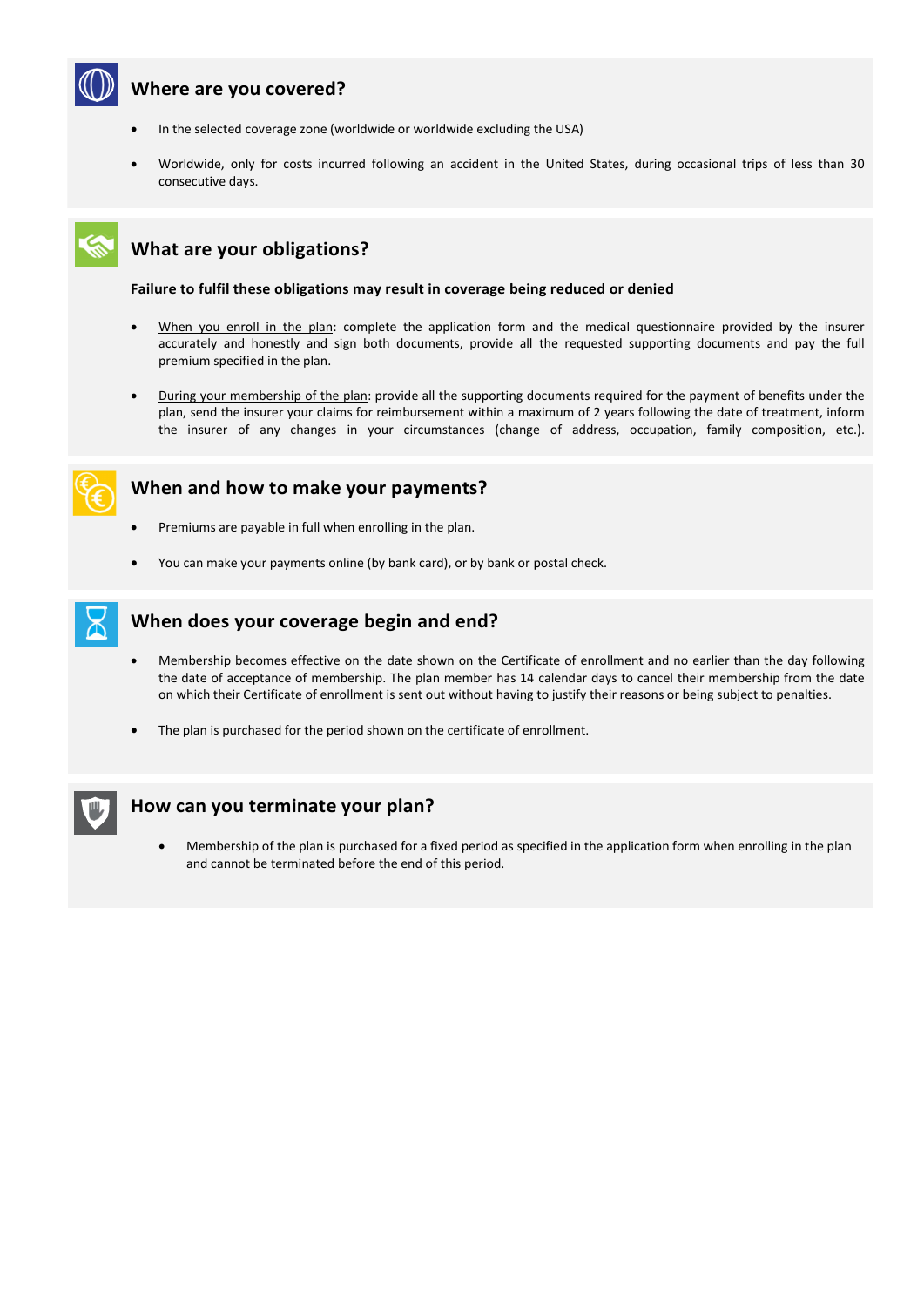## Where are you covered?

- In the selected coverage zone (worldwide or worldwide excluding the USA)
- Worldwide, only for costs incurred following an accident in the United States, during occasional trips of less than 30 consecutive days.

## What are your obligations?

**Failure to fulfil these obligations may result in coverage being reduced or denied**

- When you enroll in the plan: complete the application form and the medical questionnaire provided by the insurer accurately and honestly and sign both documents, provide all the requested supporting documents and pay the full premium specified in the plan.
- During your membership of the plan: provide all the supporting documents required for the payment of benefits under the plan, send the insurer your claims for reimbursement within a maximum of 2 years following the date of treatment, inform the insurer of any changes in your circumstances (change of address, occupation, family composition, etc.).

## When and how to make your payments?

- Premiums are payable in full when enrolling in the plan.
- You can make your payments online (by bank card), or by bank or postal check.

## When does your coverage begin and end?

- Membership becomes effective on the date shown on the Certificate of enrollment and no earlier than the day following the date of acceptance of membership. The plan member has 14 calendar days to cancel their membership from the date on which their Certificate of enrollment is sent out without having to justify their reasons or being subject to penalties.
- The plan is purchased for the period shown on the certificate of enrollment.

## How can you terminate your plan?

- Membership of the plan is purchased for a fixed period as specified in the application form when enrolling in the plan and cannot be terminated before the end of this period.